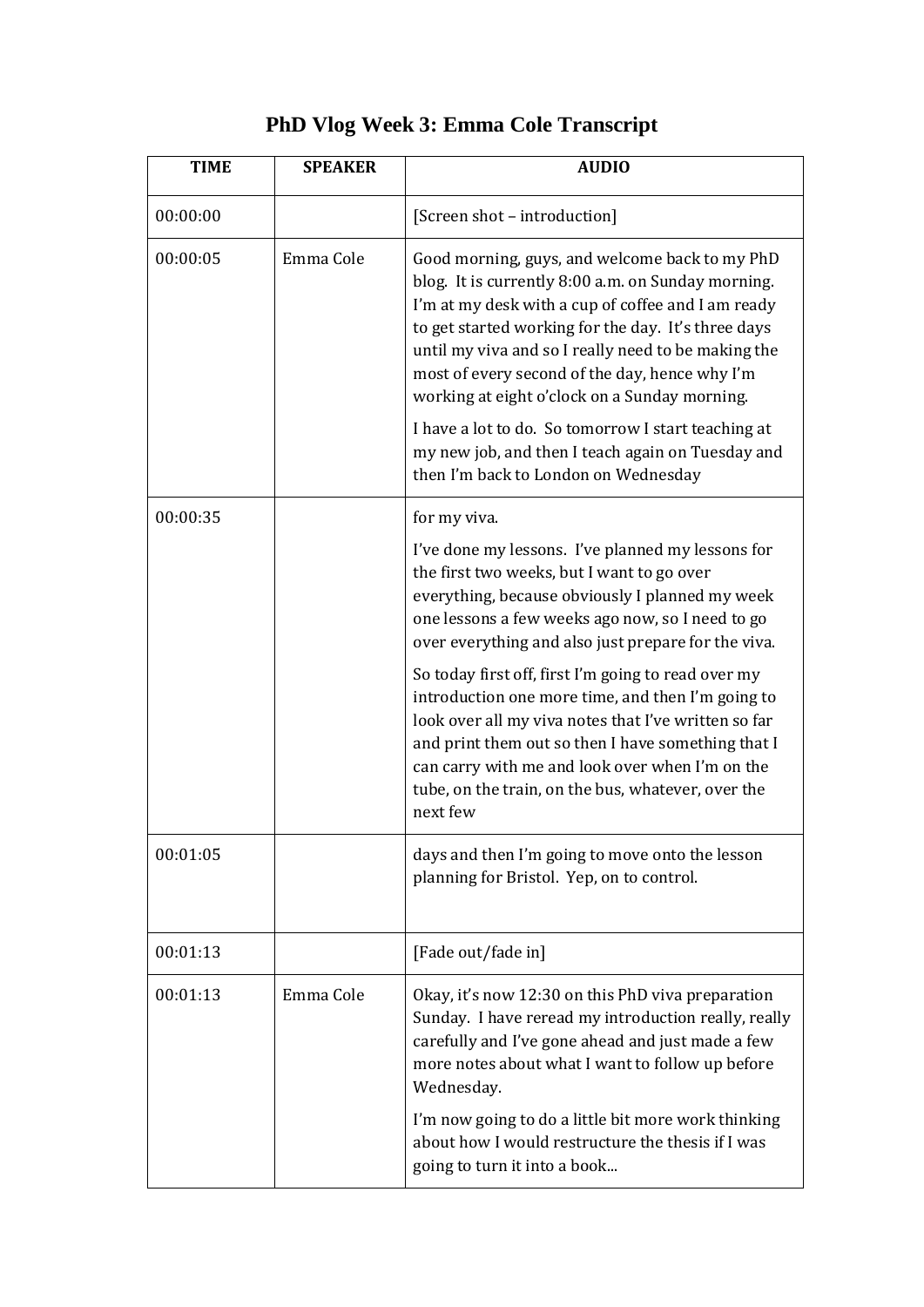# PhD Vlog Week 3: Emma Cole Transcript

| TIME | SPEAKER | AUDIO |
|---|---|---|
| 00:00:00 | | [Screen shot – introduction] |
| 00:00:05 | Emma Cole | Good morning, guys, and welcome back to my PhD blog. It is currently 8:00 a.m. on Sunday morning. I'm at my desk with a cup of coffee and I am ready to get started working for the day. It's three days until my viva and so I really need to be making the most of every second of the day, hence why I'm working at eight o'clock on a Sunday morning.<br><br>I have a lot to do. So tomorrow I start teaching at my new job, and then I teach again on Tuesday and then I'm back to London on Wednesday |
| 00:00:35 | | for my viva.<br><br>I've done my lessons. I've planned my lessons for the first two weeks, but I want to go over everything, because obviously I planned my week one lessons a few weeks ago now, so I need to go over everything and also just prepare for the viva.<br><br>So today first off, first I'm going to read over my introduction one more time, and then I'm going to look over all my viva notes that I've written so far and print them out so then I have something that I can carry with me and look over when I'm on the tube, on the train, on the bus, whatever, over the next few |
| 00:01:05 | | days and then I'm going to move onto the lesson planning for Bristol. Yep, on to control. |
| 00:01:13 | | [Fade out/fade in] |
| 00:01:13 | Emma Cole | Okay, it's now 12:30 on this PhD viva preparation Sunday. I have reread my introduction really, really carefully and I've gone ahead and just made a few more notes about what I want to follow up before Wednesday.<br><br>I'm now going to do a little bit more work thinking about how I would restructure the thesis if I was going to turn it into a book... |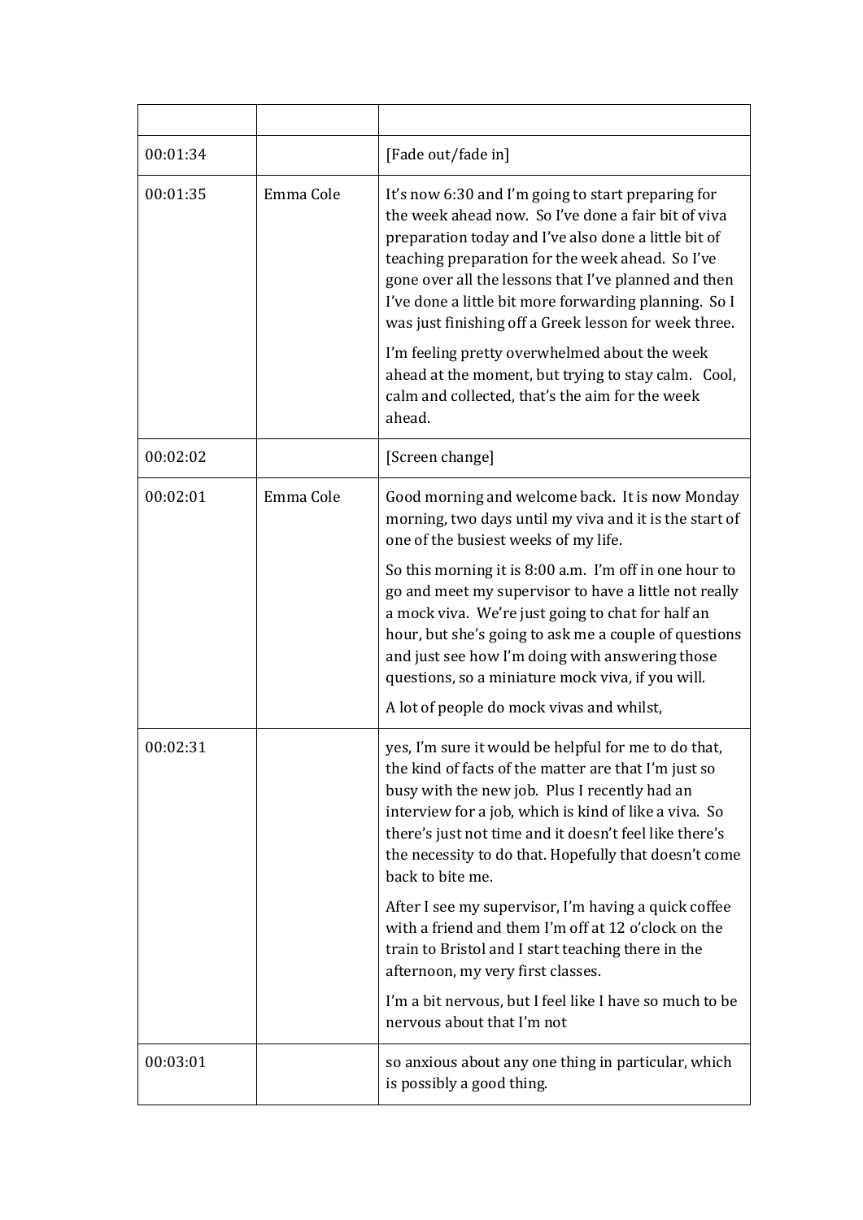| | | |
|---|---|---|
| 00:01:34 | | [Fade out/fade in] |
| 00:01:35 | Emma Cole | It's now 6:30 and I'm going to start preparing for the week ahead now. So I've done a fair bit of viva preparation today and I've also done a little bit of teaching preparation for the week ahead. So I've gone over all the lessons that I've planned and then I've done a little bit more forwarding planning. So I was just finishing off a Greek lesson for week three.<br><br>I'm feeling pretty overwhelmed about the week ahead at the moment, but trying to stay calm. Cool, calm and collected, that's the aim for the week ahead. |
| 00:02:02 | | [Screen change] |
| 00:02:01 | Emma Cole | Good morning and welcome back. It is now Monday morning, two days until my viva and it is the start of one of the busiest weeks of my life.<br><br>So this morning it is 8:00 a.m. I'm off in one hour to go and meet my supervisor to have a little not really a mock viva. We're just going to chat for half an hour, but she's going to ask me a couple of questions and just see how I'm doing with answering those questions, so a miniature mock viva, if you will.<br><br>A lot of people do mock vivas and whilst, |
| 00:02:31 | | yes, I'm sure it would be helpful for me to do that, the kind of facts of the matter are that I'm just so busy with the new job. Plus I recently had an interview for a job, which is kind of like a viva. So there's just not time and it doesn't feel like there's the necessity to do that. Hopefully that doesn't come back to bite me.<br><br>After I see my supervisor, I'm having a quick coffee with a friend and them I'm off at 12 o'clock on the train to Bristol and I start teaching there in the afternoon, my very first classes.<br><br>I'm a bit nervous, but I feel like I have so much to be nervous about that I'm not |
| 00:03:01 | | so anxious about any one thing in particular, which is possibly a good thing. |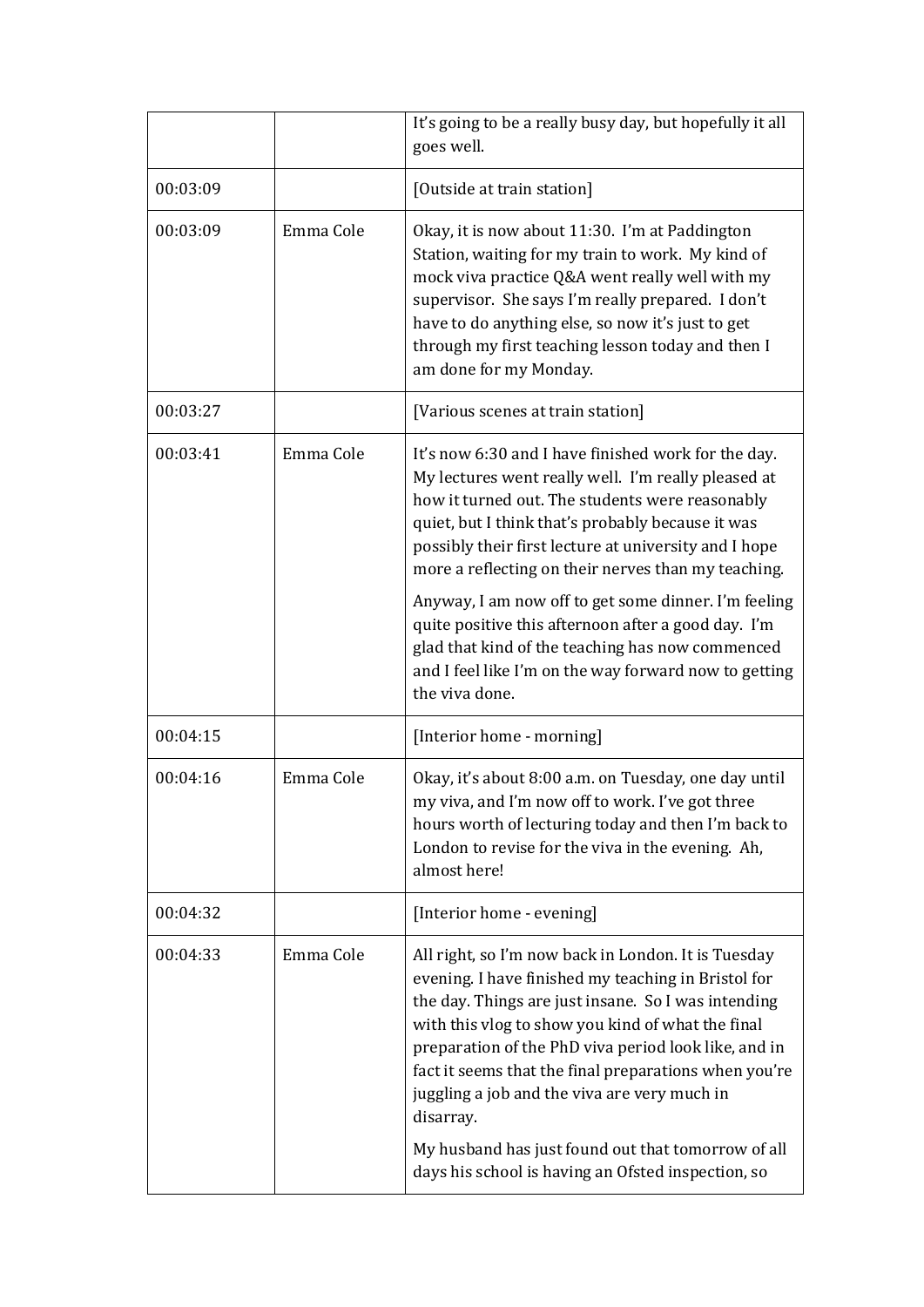| | | |
|---|---|---|
| | | It's going to be a really busy day, but hopefully it all goes well. |
| 00:03:09 | | [Outside at train station] |
| 00:03:09 | Emma Cole | Okay, it is now about 11:30. I'm at Paddington Station, waiting for my train to work. My kind of mock viva practice Q&A went really well with my supervisor. She says I'm really prepared. I don't have to do anything else, so now it's just to get through my first teaching lesson today and then I am done for my Monday. |
| 00:03:27 | | [Various scenes at train station] |
| 00:03:41 | Emma Cole | It's now 6:30 and I have finished work for the day. My lectures went really well. I'm really pleased at how it turned out. The students were reasonably quiet, but I think that's probably because it was possibly their first lecture at university and I hope more a reflecting on their nerves than my teaching.<br><br>Anyway, I am now off to get some dinner. I'm feeling quite positive this afternoon after a good day. I'm glad that kind of the teaching has now commenced and I feel like I'm on the way forward now to getting the viva done. |
| 00:04:15 | | [Interior home - morning] |
| 00:04:16 | Emma Cole | Okay, it's about 8:00 a.m. on Tuesday, one day until my viva, and I'm now off to work. I've got three hours worth of lecturing today and then I'm back to London to revise for the viva in the evening. Ah, almost here! |
| 00:04:32 | | [Interior home - evening] |
| 00:04:33 | Emma Cole | All right, so I'm now back in London. It is Tuesday evening. I have finished my teaching in Bristol for the day. Things are just insane. So I was intending with this vlog to show you kind of what the final preparation of the PhD viva period look like, and in fact it seems that the final preparations when you're juggling a job and the viva are very much in disarray.<br><br>My husband has just found out that tomorrow of all days his school is having an Ofsted inspection, so |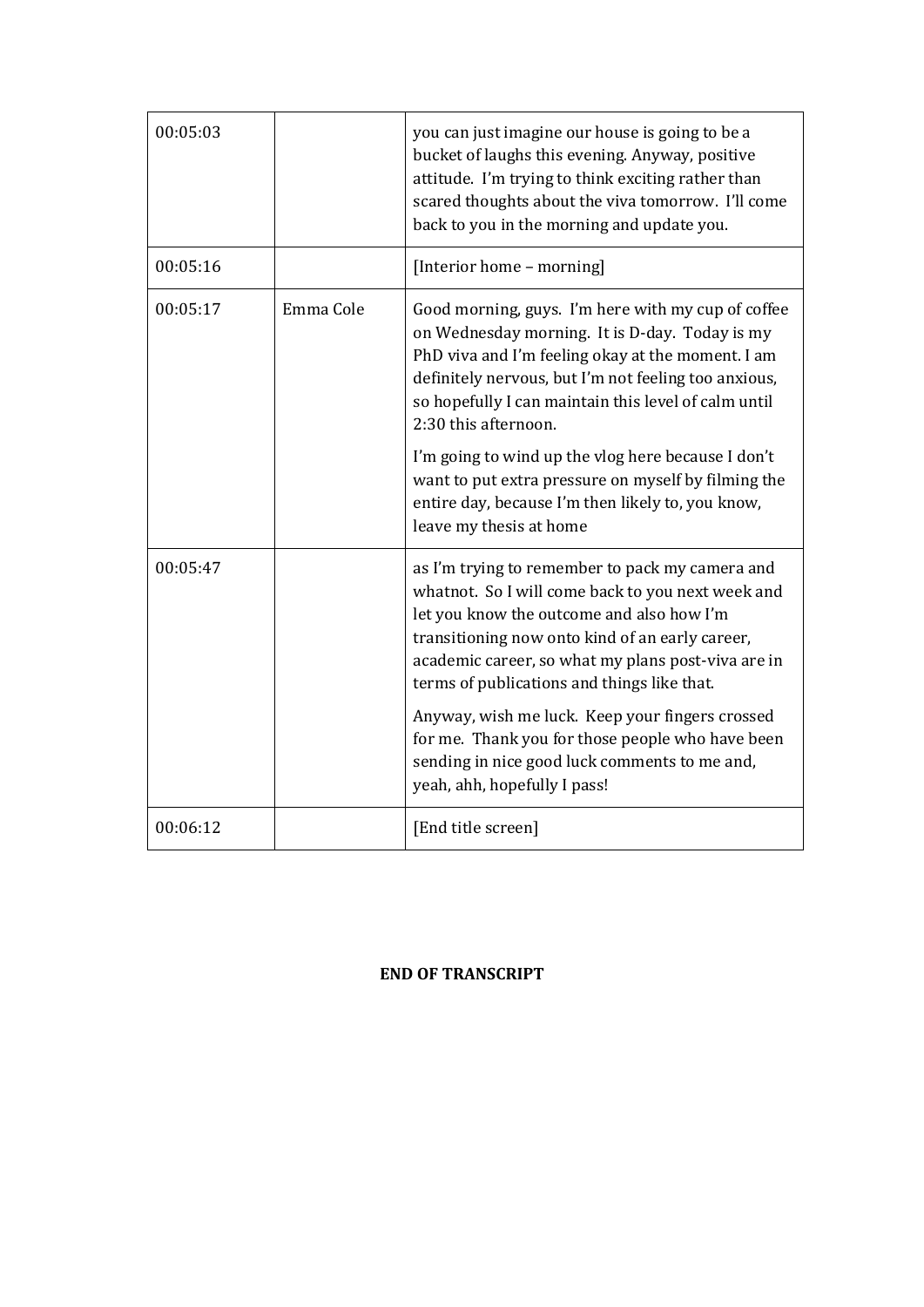| | | |
|---|---|---|
| 00:05:03 | | you can just imagine our house is going to be a bucket of laughs this evening. Anyway, positive attitude. I'm trying to think exciting rather than scared thoughts about the viva tomorrow. I'll come back to you in the morning and update you. |
| 00:05:16 | | [Interior home – morning] |
| 00:05:17 | Emma Cole | Good morning, guys. I'm here with my cup of coffee on Wednesday morning. It is D-day. Today is my PhD viva and I'm feeling okay at the moment. I am definitely nervous, but I'm not feeling too anxious, so hopefully I can maintain this level of calm until 2:30 this afternoon.<br><br>I'm going to wind up the vlog here because I don't want to put extra pressure on myself by filming the entire day, because I'm then likely to, you know, leave my thesis at home |
| 00:05:47 | | as I'm trying to remember to pack my camera and whatnot. So I will come back to you next week and let you know the outcome and also how I'm transitioning now onto kind of an early career, academic career, so what my plans post-viva are in terms of publications and things like that.<br><br>Anyway, wish me luck. Keep your fingers crossed for me. Thank you for those people who have been sending in nice good luck comments to me and, yeah, ahh, hopefully I pass! |
| 00:06:12 | | [End title screen] |

**END OF TRANSCRIPT**